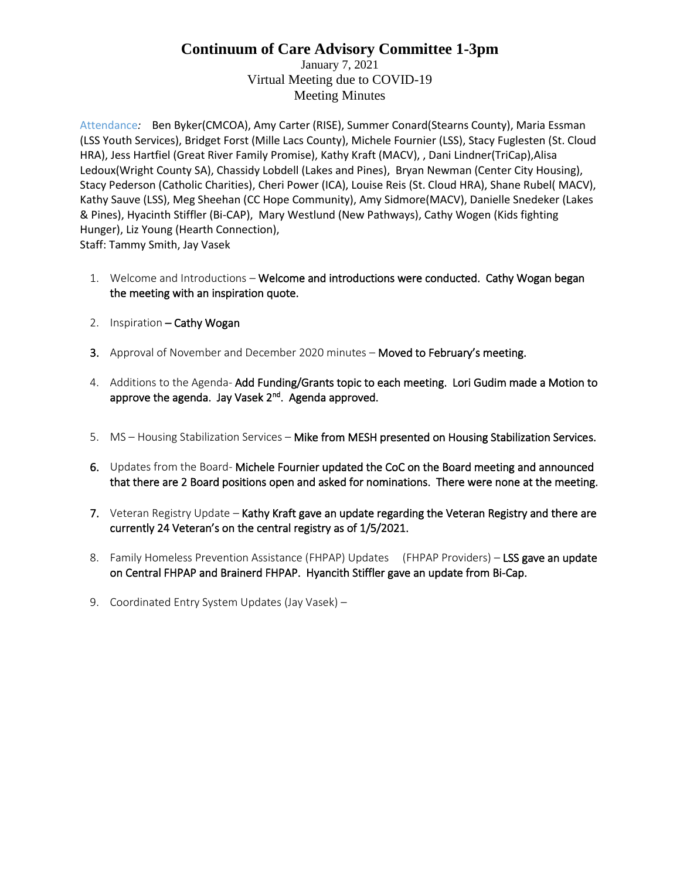# Continuum of Care Advisory Committee 1-3pm

January 7, 2021
Virtual Meeting due to COVID-19
Meeting Minutes

Attendance*:* Ben Byker(CMCOA), Amy Carter (RISE), Summer Conard(Stearns County), Maria Essman (LSS Youth Services), Bridget Forst (Mille Lacs County), Michele Fournier (LSS), Stacy Fuglesten (St. Cloud HRA), Jess Hartfiel (Great River Family Promise), Kathy Kraft (MACV), , Dani Lindner(TriCap),Alisa Ledoux(Wright County SA), Chassidy Lobdell (Lakes and Pines), Bryan Newman (Center City Housing), Stacy Pederson (Catholic Charities), Cheri Power (ICA), Louise Reis (St. Cloud HRA), Shane Rubel( MACV), Kathy Sauve (LSS), Meg Sheehan (CC Hope Community), Amy Sidmore(MACV), Danielle Snedeker (Lakes & Pines), Hyacinth Stiffler (Bi-CAP), Mary Westlund (New Pathways), Cathy Wogen (Kids fighting Hunger), Liz Young (Hearth Connection),
Staff: Tammy Smith, Jay Vasek

1. Welcome and Introductions – **Welcome and introductions were conducted. Cathy Wogan began the meeting with an inspiration quote.**
2. Inspiration – **Cathy Wogan**
3. Approval of November and December 2020 minutes – **Moved to February's meeting.**
4. Additions to the Agenda- **Add Funding/Grants topic to each meeting. Lori Gudim made a Motion to approve the agenda. Jay Vasek 2nd. Agenda approved.**
5. MS – Housing Stabilization Services – **Mike from MESH presented on Housing Stabilization Services.**
6. Updates from the Board- **Michele Fournier updated the CoC on the Board meeting and announced that there are 2 Board positions open and asked for nominations. There were none at the meeting.**
7. Veteran Registry Update – **Kathy Kraft gave an update regarding the Veteran Registry and there are currently 24 Veteran's on the central registry as of 1/5/2021.**
8. Family Homeless Prevention Assistance (FHPAP) Updates (FHPAP Providers) – **LSS gave an update on Central FHPAP and Brainerd FHPAP. Hyancith Stiffler gave an update from Bi-Cap.**
9. Coordinated Entry System Updates (Jay Vasek) –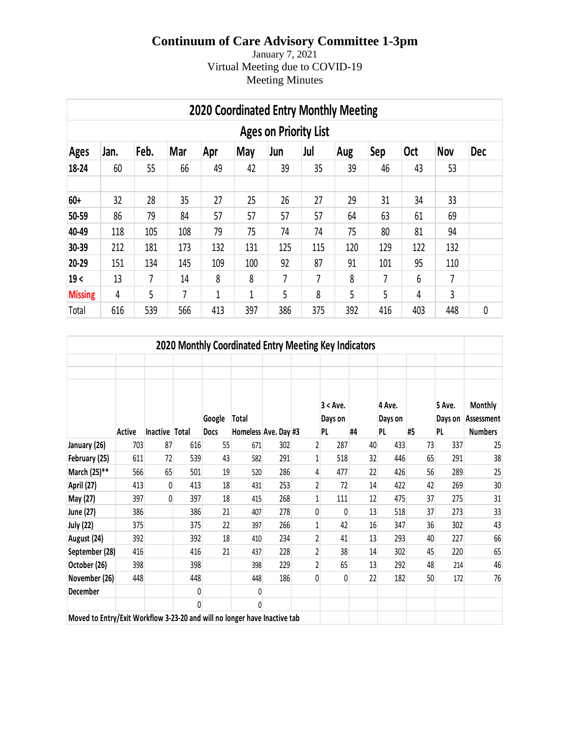# Continuum of Care Advisory Committee 1-3pm

January 7, 2021
Virtual Meeting due to COVID-19
Meeting Minutes

| 2020 Coordinated Entry Monthly Meeting | | | | | | | | | | | | |
|---|---|---|---|---|---|---|---|---|---|---|---|---|
| Ages on Priority List | | | | | | | | | | | | |
| Ages | Jan. | Feb. | Mar | Apr | May | Jun | Jul | Aug | Sep | Oct | Nov | Dec |
| 18-24 | 60 | 55 | 66 | 49 | 42 | 39 | 35 | 39 | 46 | 43 | 53 | |
| | | | | | | | | | | | | |
| 60+ | 32 | 28 | 35 | 27 | 25 | 26 | 27 | 29 | 31 | 34 | 33 | |
| 50-59 | 86 | 79 | 84 | 57 | 57 | 57 | 57 | 64 | 63 | 61 | 69 | |
| 40-49 | 118 | 105 | 108 | 79 | 75 | 74 | 74 | 75 | 80 | 81 | 94 | |
| 30-39 | 212 | 181 | 173 | 132 | 131 | 125 | 115 | 120 | 129 | 122 | 132 | |
| 20-29 | 151 | 134 | 145 | 109 | 100 | 92 | 87 | 91 | 101 | 95 | 110 | |
| 19 < | 13 | 7 | 14 | 8 | 8 | 7 | 7 | 8 | 7 | 6 | 7 | |
| Missing | 4 | 5 | 7 | 1 | 1 | 5 | 8 | 5 | 5 | 4 | 3 | |
| Total | 616 | 539 | 566 | 413 | 397 | 386 | 375 | 392 | 416 | 403 | 448 | 0 |

| 2020 Monthly Coordinated Entry Meeting Key Indicators | | | | | | | | | | | | | |
|---|---|---|---|---|---|---|---|---|---|---|---|---|---|
| | Active | Inactive | Total | Google Docs | Total Homeless | Ave. Day | #3 | 3 < Ave. Days on PL | #4 | 4 Ave. Days on PL | #5 | 5 Ave. Days on PL | Monthly Assessment Numbers |
| January (26) | 703 | 87 | 616 | 55 | 671 | 302 | 2 | 287 | 40 | 433 | 73 | 337 | 25 |
| February (25) | 611 | 72 | 539 | 43 | 582 | 291 | 1 | 518 | 32 | 446 | 65 | 291 | 38 |
| March (25)** | 566 | 65 | 501 | 19 | 520 | 286 | 4 | 477 | 22 | 426 | 56 | 289 | 25 |
| April (27) | 413 | 0 | 413 | 18 | 431 | 253 | 2 | 72 | 14 | 422 | 42 | 269 | 30 |
| May (27) | 397 | 0 | 397 | 18 | 415 | 268 | 1 | 111 | 12 | 475 | 37 | 275 | 31 |
| June (27) | 386 | | 386 | 21 | 407 | 278 | 0 | 0 | 13 | 518 | 37 | 273 | 33 |
| July (22) | 375 | | 375 | 22 | 397 | 266 | 1 | 42 | 16 | 347 | 36 | 302 | 43 |
| August (24) | 392 | | 392 | 18 | 410 | 234 | 2 | 41 | 13 | 293 | 40 | 227 | 66 |
| September (28) | 416 | | 416 | 21 | 437 | 228 | 2 | 38 | 14 | 302 | 45 | 220 | 65 |
| October (26) | 398 | | 398 | | 398 | 229 | 2 | 65 | 13 | 292 | 48 | 214 | 46 |
| November (26) | 448 | | 448 | | 448 | 186 | 0 | 0 | 22 | 182 | 50 | 172 | 76 |
| December | | | 0 | | 0 | | | | | | | | |
| | | | 0 | | 0 | | | | | | | | |
| Moved to Entry/Exit Workflow 3-23-20 and will no longer have Inactive tab | | | | | | | | | | | | | |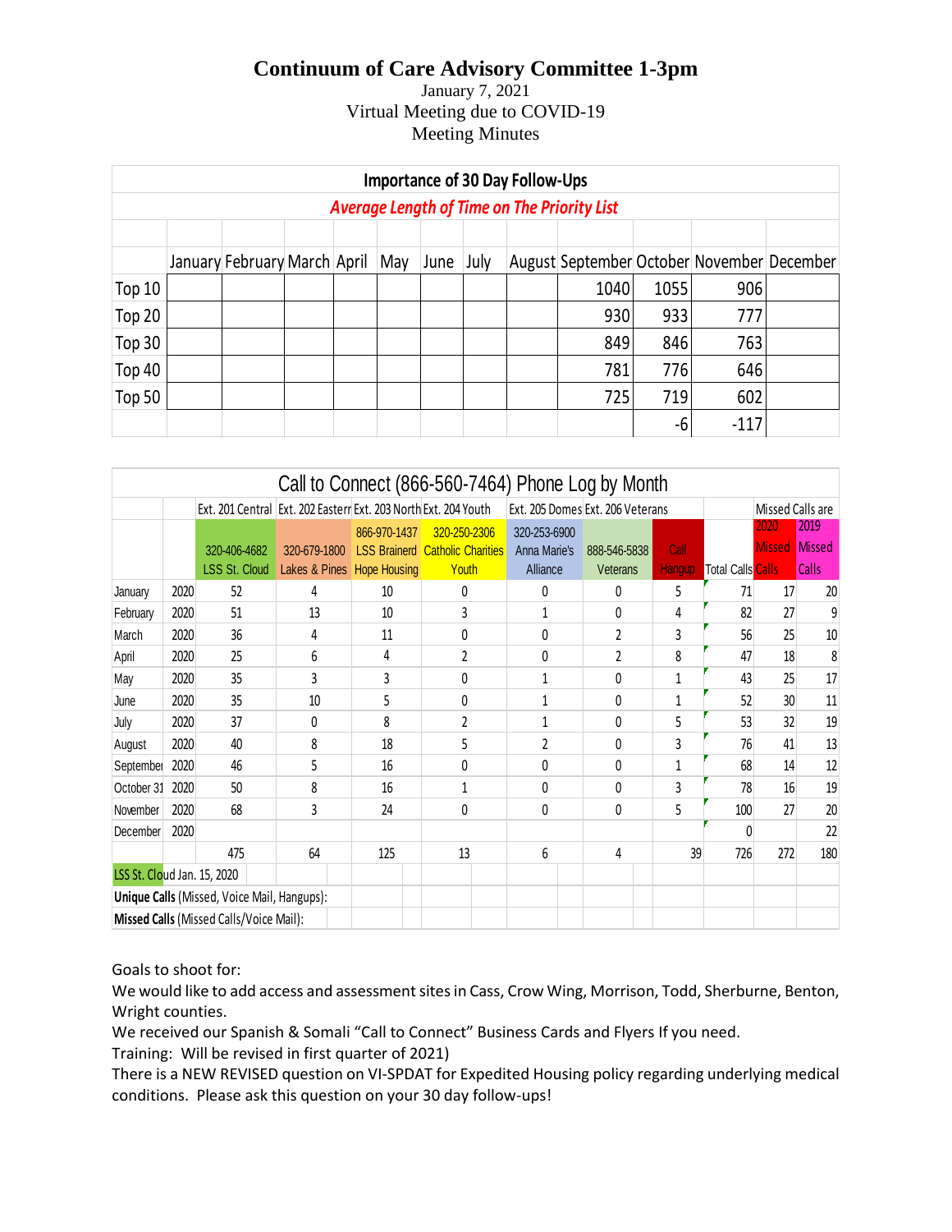# Continuum of Care Advisory Committee 1-3pm

January 7, 2021
Virtual Meeting due to COVID-19
Meeting Minutes

**Importance of 30 Day Follow-Ups**

***Average Length of Time on The Priority List***

| | January | February | March | April | May | June | July | August | September | October | November | December |
|---|---|---|---|---|---|---|---|---|---|---|---|---|
| Top 10 | | | | | | | | | 1040 | 1055 | 906 | |
| Top 20 | | | | | | | | | 930 | 933 | 777 | |
| Top 30 | | | | | | | | | 849 | 846 | 763 | |
| Top 40 | | | | | | | | | 781 | 776 | 646 | |
| Top 50 | | | | | | | | | 725 | 719 | 602 | |
| | | | | | | | | | | -6 | -117 | |

**Call to Connect (866-560-7464) Phone Log by Month**

| | | Ext. 201 Central | Ext. 202 Eastern | Ext. 203 North | Ext. 204 Youth | Ext. 205 Domes | Ext. 206 Veterans | | | Missed Calls are | |
|---|---|---|---|---|---|---|---|---|---|---|---|
| | | 320-406-4682 LSS St. Cloud | 320-679-1800 Lakes & Pines | 866-970-1437 LSS Brainerd Hope Housing | 320-250-2306 Catholic Charities Youth | 320-253-6900 Anna Marie's Alliance | 888-546-5838 Veterans | Call Hangup | Total Calls | 2020 Missed Calls | 2019 Missed Calls |
| January | 2020 | 52 | 4 | 10 | 0 | 0 | 0 | 5 | 71 | 17 | 20 |
| February | 2020 | 51 | 13 | 10 | 3 | 1 | 0 | 4 | 82 | 27 | 9 |
| March | 2020 | 36 | 4 | 11 | 0 | 0 | 2 | 3 | 56 | 25 | 10 |
| April | 2020 | 25 | 6 | 4 | 2 | 0 | 2 | 8 | 47 | 18 | 8 |
| May | 2020 | 35 | 3 | 3 | 0 | 1 | 0 | 1 | 43 | 25 | 17 |
| June | 2020 | 35 | 10 | 5 | 0 | 1 | 0 | 1 | 52 | 30 | 11 |
| July | 2020 | 37 | 0 | 8 | 2 | 1 | 0 | 5 | 53 | 32 | 19 |
| August | 2020 | 40 | 8 | 18 | 5 | 2 | 0 | 3 | 76 | 41 | 13 |
| September | 2020 | 46 | 5 | 16 | 0 | 0 | 0 | 1 | 68 | 14 | 12 |
| October 31 | 2020 | 50 | 8 | 16 | 1 | 0 | 0 | 3 | 78 | 16 | 19 |
| November | 2020 | 68 | 3 | 24 | 0 | 0 | 0 | 5 | 100 | 27 | 20 |
| December | 2020 | | | | | | | | 0 | | 22 |
| | | 475 | 64 | 125 | 13 | 6 | 4 | 39 | 726 | 272 | 180 |
| LSS St. Cloud Jan. 15, 2020 | | | | | | | | | | | |
| **Unique Calls** (Missed, Voice Mail, Hangups): | | | | | | | | | | | |
| **Missed Calls** (Missed Calls/Voice Mail): | | | | | | | | | | | |

Goals to shoot for:

We would like to add access and assessment sites in Cass, Crow Wing, Morrison, Todd, Sherburne, Benton, Wright counties.

We received our Spanish & Somali "Call to Connect" Business Cards and Flyers If you need.

Training: Will be revised in first quarter of 2021)

There is a NEW REVISED question on VI-SPDAT for Expedited Housing policy regarding underlying medical conditions. Please ask this question on your 30 day follow-ups!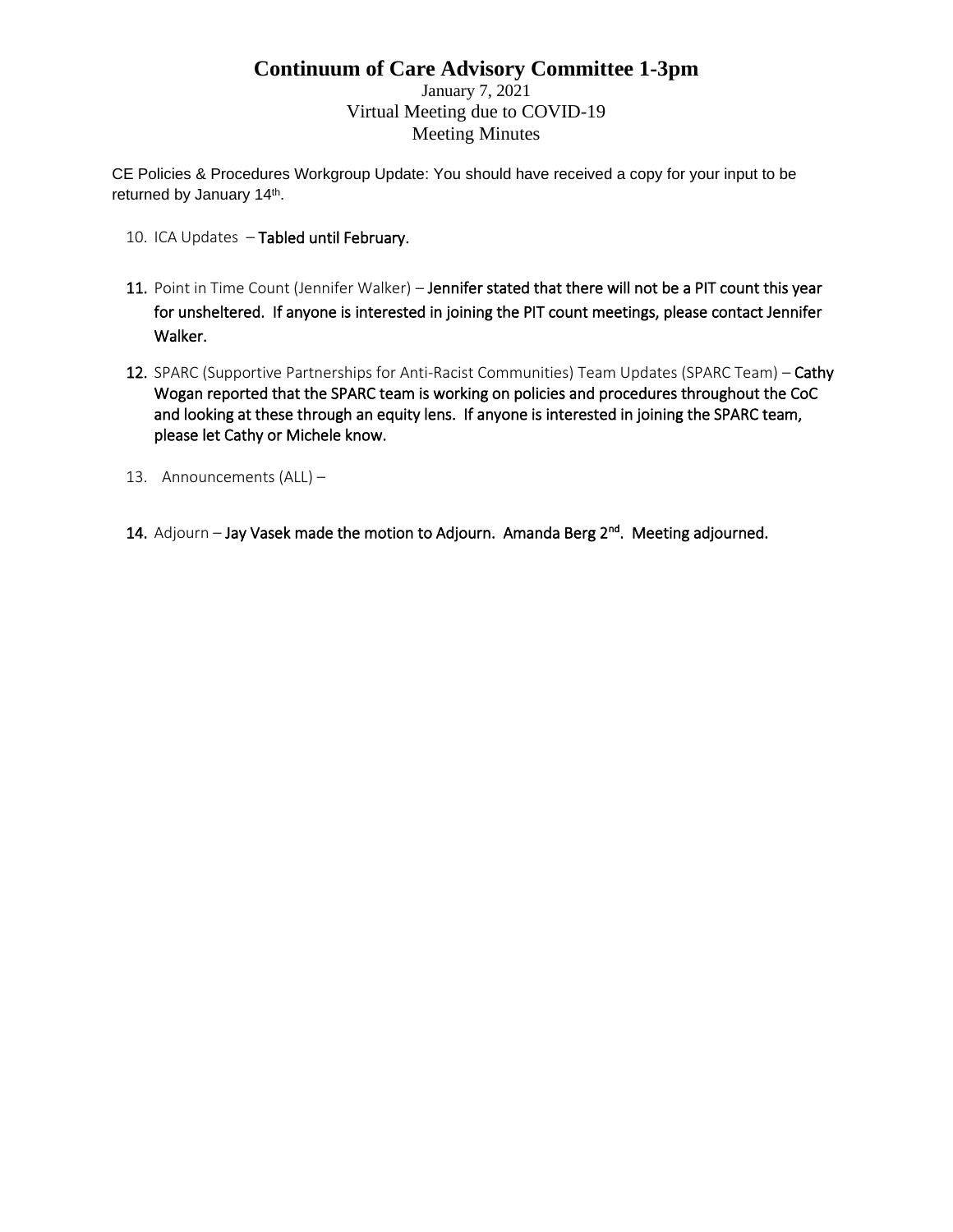# Continuum of Care Advisory Committee 1-3pm

January 7, 2021
Virtual Meeting due to COVID-19
Meeting Minutes

CE Policies & Procedures Workgroup Update: You should have received a copy for your input to be returned by January 14th.

10. ICA Updates – **Tabled until February.**

11. Point in Time Count (Jennifer Walker) – **Jennifer stated that there will not be a PIT count this year for unsheltered. If anyone is interested in joining the PIT count meetings, please contact Jennifer Walker.**

12. SPARC (Supportive Partnerships for Anti-Racist Communities) Team Updates (SPARC Team) – **Cathy Wogan reported that the SPARC team is working on policies and procedures throughout the CoC and looking at these through an equity lens. If anyone is interested in joining the SPARC team, please let Cathy or Michele know.**

13. Announcements (ALL) –

14. Adjourn – **Jay Vasek made the motion to Adjourn. Amanda Berg 2nd. Meeting adjourned.**